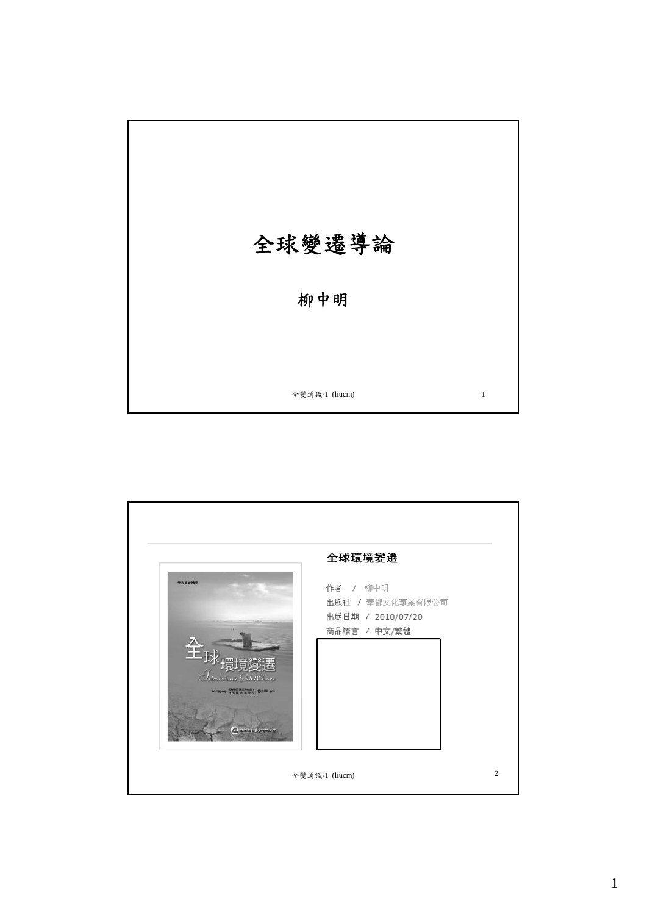# 全球變遷導論

柳中明

## 全球環境變遷

作者 / 柳中明

出版社 / 華都文化事業有限公司

出版日期 / 2010/07/20

商品語言 / 中文/繁體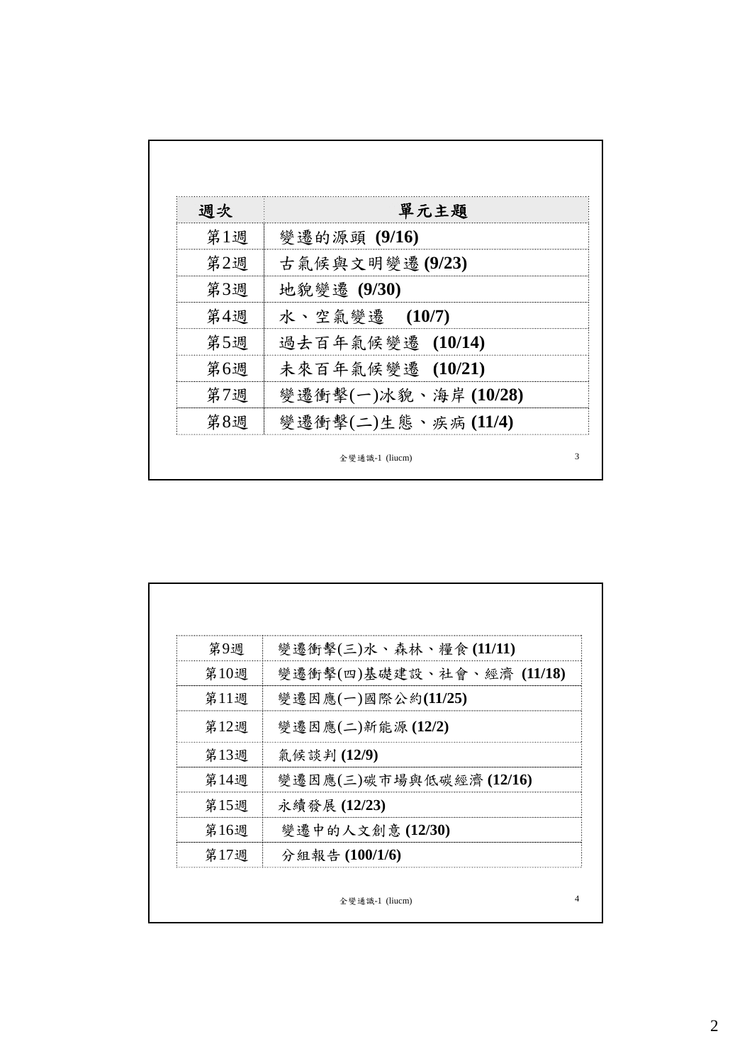| 週次 | 單元主題 |
| --- | --- |
| 第1週 | 變遷的源頭 **(9/16)** |
| 第2週 | 古氣候與文明變遷 **(9/23)** |
| 第3週 | 地貌變遷 **(9/30)** |
| 第4週 | 水、空氣變遷 **(10/7)** |
| 第5週 | 過去百年氣候變遷 **(10/14)** |
| 第6週 | 未來百年氣候變遷 **(10/21)** |
| 第7週 | 變遷衝擊(一)冰貌、海岸 **(10/28)** |
| 第8週 | 變遷衝擊(二)生態、疾病 **(11/4)** |

全變通識-1 (liucm)

| 週次 | 單元主題 |
| --- | --- |
| 第9週 | 變遷衝擊(三)水、森林、糧食 **(11/11)** |
| 第10週 | 變遷衝擊(四)基礎建設、社會、經濟 **(11/18)** |
| 第11週 | 變遷因應(一)國際公約**(11/25)** |
| 第12週 | 變遷因應(二)新能源 **(12/2)** |
| 第13週 | 氣候談判 **(12/9)** |
| 第14週 | 變遷因應(三)碳市場與低碳經濟 **(12/16)** |
| 第15週 | 永續發展 **(12/23)** |
| 第16週 | 變遷中的人文創意 **(12/30)** |
| 第17週 | 分組報告 **(100/1/6)** |

全變通識-1 (liucm)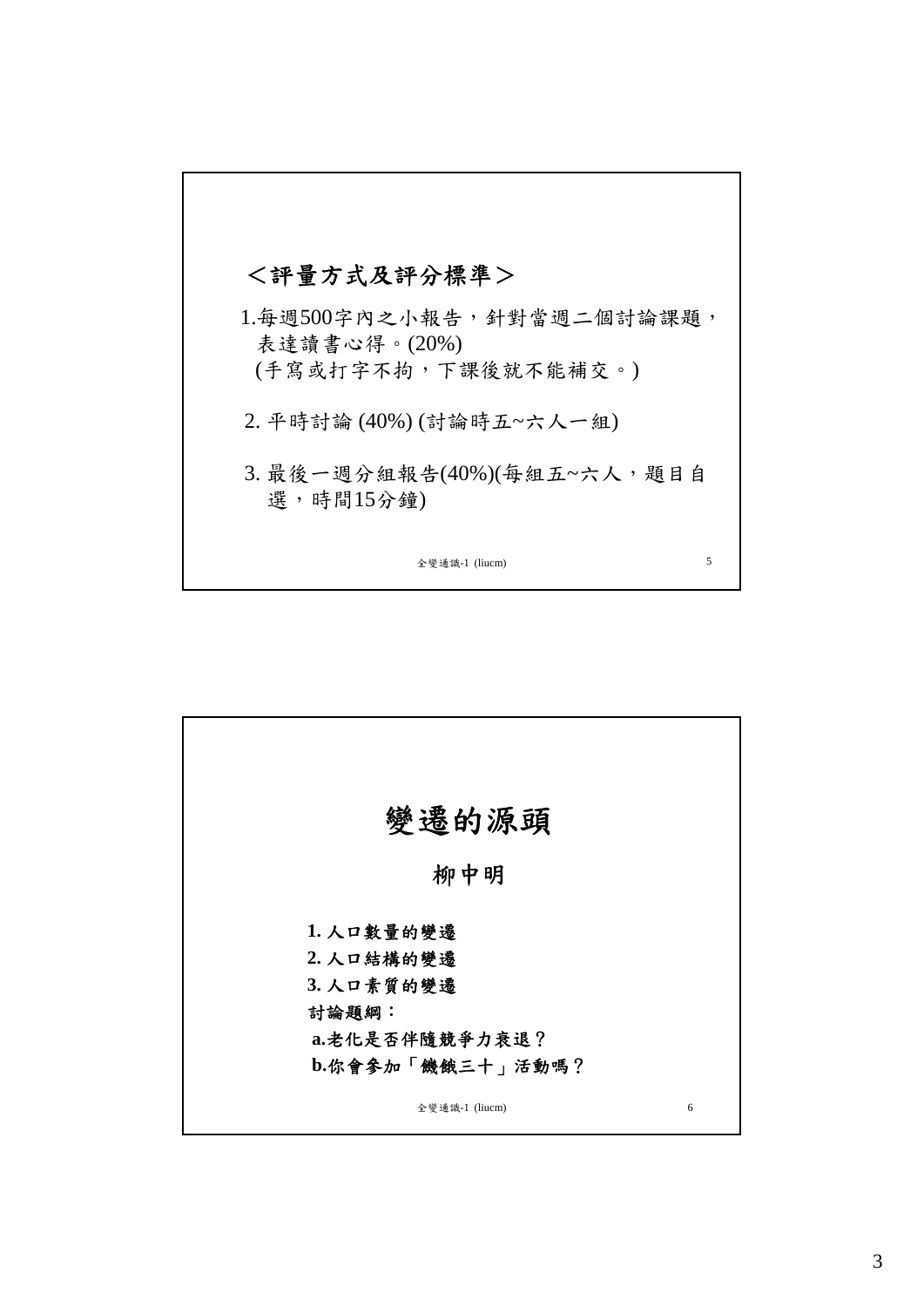## <評量方式及評分標準>

1.每週500字內之小報告，針對當週二個討論課題，表達讀書心得。(20%)
(手寫或打字不拘，下課後就不能補交。)

2. 平時討論 (40%) (討論時五~六人一組)

3. 最後一週分組報告(40%)(每組五~六人，題目自選，時間15分鐘)

---

# 變遷的源頭

## 柳中明

**1. 人口數量的變遷**
**2. 人口結構的變遷**
**3. 人口素質的變遷**
**討論題綱：**
**a.老化是否伴隨競爭力衰退？**
**b.你會參加「饑餓三十」活動嗎？**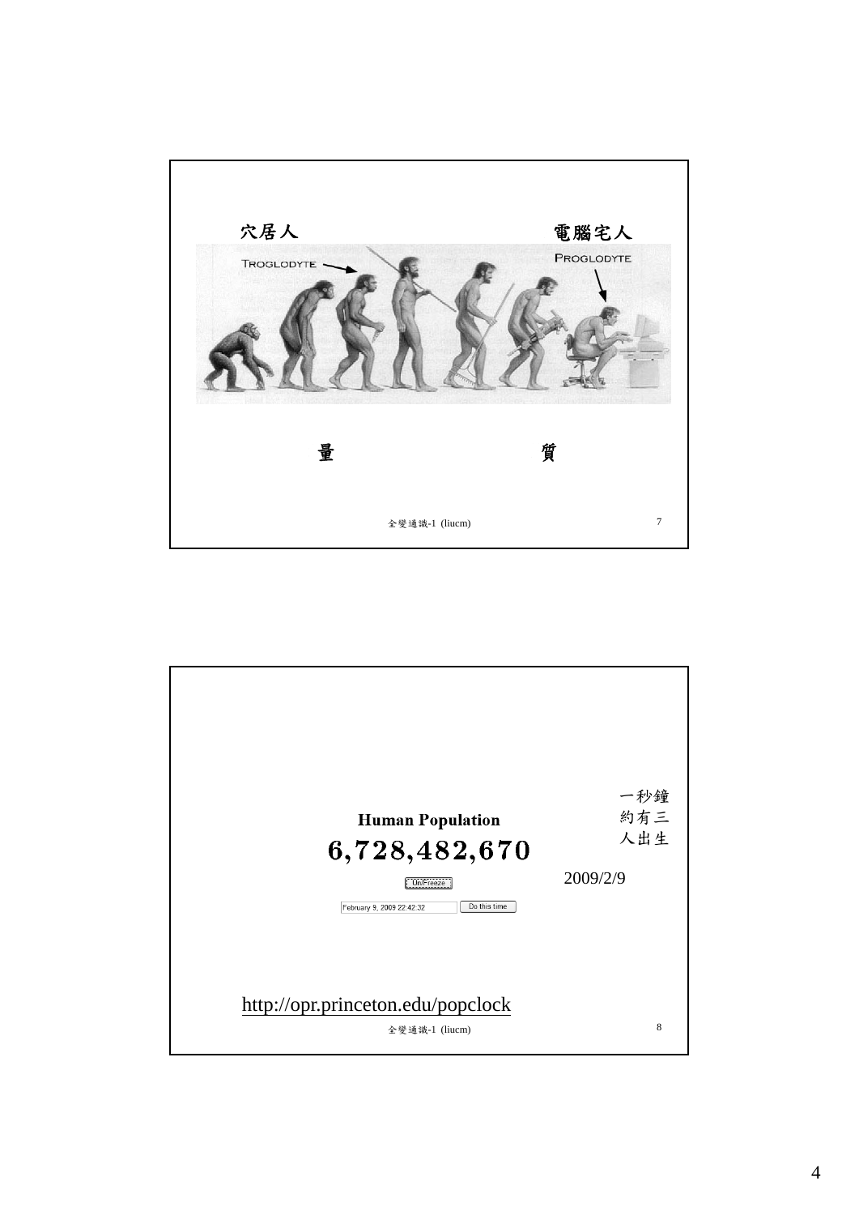穴居人

電腦宅人

TROGLODYTE

PROGLODYTE

量

質

---

**Human Population**

6,728,482,670

UnFreeze

February 9, 2009 22:42:32 Do this time

一秒鐘約有三人出生

2009/2/9

http://opr.princeton.edu/popclock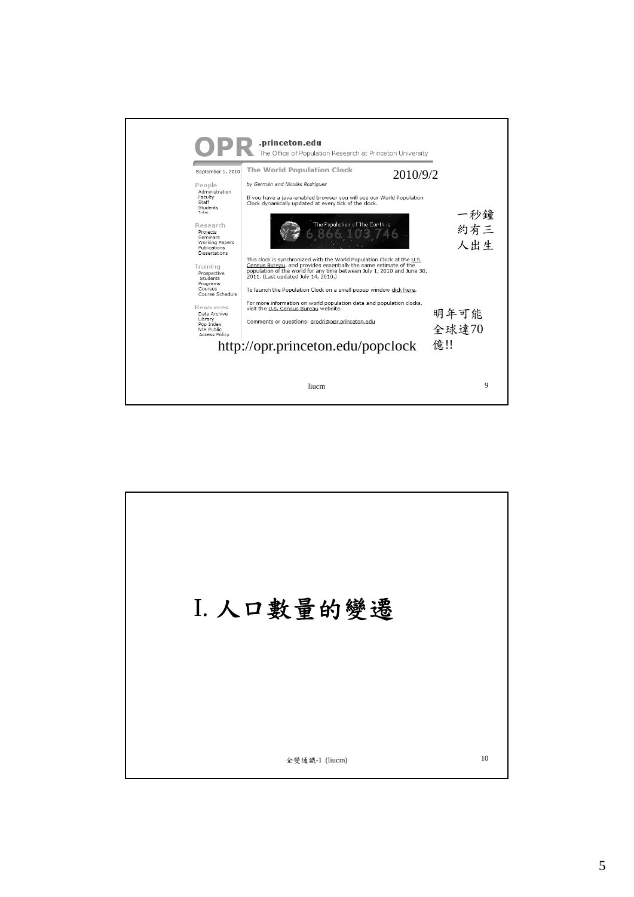**OPR** .princeton.edu
The Office of Population Research at Princeton University

September 1, 2010

People
Administration
Faculty
Staff
Students
Jobs

Research
Projects
Seminars
Working Papers
Publications
Dissertations

Training
Prospective Students
Programs
Courses
Course Schedule

Resources
Data Archive
Library
Pop Index
NIH Public Access Policy

**The World Population Clock**

2010/9/2

*by Germán and Nicolás Rodríguez*

If you have a java-enabled browser you will see our World Population Clock dynamically updated at every tick of the clock.

The Population of the Earth is
6,866,103,746

一秒鐘約有三人出生

This clock is synchronized with the World Population Clock at the U.S. Census Bureau, and provides essentially the same estimate of the population of the world for any time between July 1, 2010 and June 30, 2011. (Last updated July 14, 2010.)

To launch the Population Clock on a small popup window click here.

For more information on world population data and population clocks, visit the U.S. Census Bureau website.

Comments or questions: grodri@opr.princeton.edu

明年可能全球達70億!!

http://opr.princeton.edu/popclock

liucm

# I. 人口數量的變遷

全變通識-1 (liucm)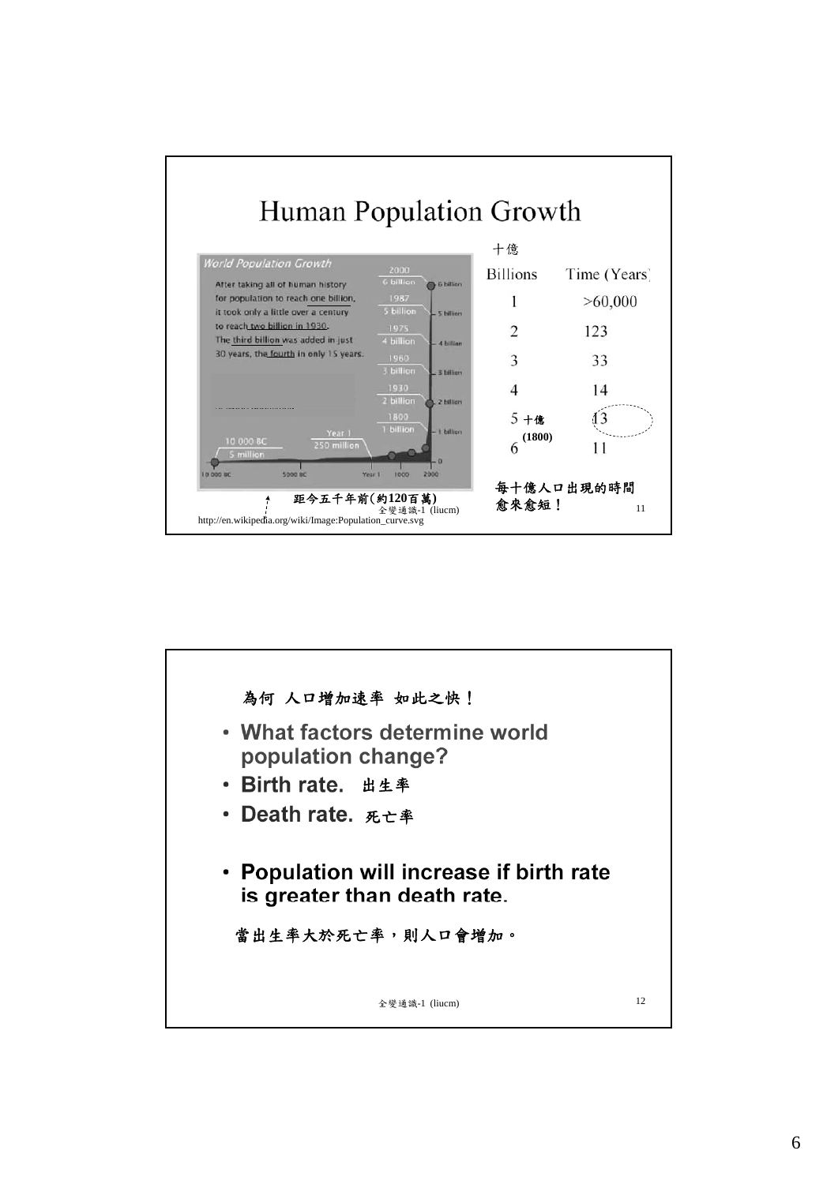# Human Population Growth

**World Population Growth**

After taking all of human history for population to reach one billion, it took only a little over a century to reach two billion in 1930. The third billion was added in just 30 years, the fourth in only 15 years.

10 000 BC — 5 million; Year 1 — 250 million; 1800 — 1 billion; 1930 — 2 billion; 1960 — 3 billion; 1975 — 4 billion; 1987 — 5 billion; 2000 — 6 billion

距今五千年前(約120百萬)

http://en.wikipedia.org/wiki/Image:Population_curve.svg

| 十億 Billions | Time (Years) |
|---|---|
| 1 | >60,000 |
| 2 | 123 |
| 3 | 33 |
| 4 | 14 |
| 5 十億 | 13 |
| 6 | 11 |

(1800)

每十億人口出現的時間愈來愈短！

---

為何 人口增加速率 如此之快！

- **What factors determine world population change?**
- **Birth rate.** 出生率
- **Death rate.** 死亡率
- **Population will increase if birth rate is greater than death rate.**

當出生率大於死亡率，則人口會增加。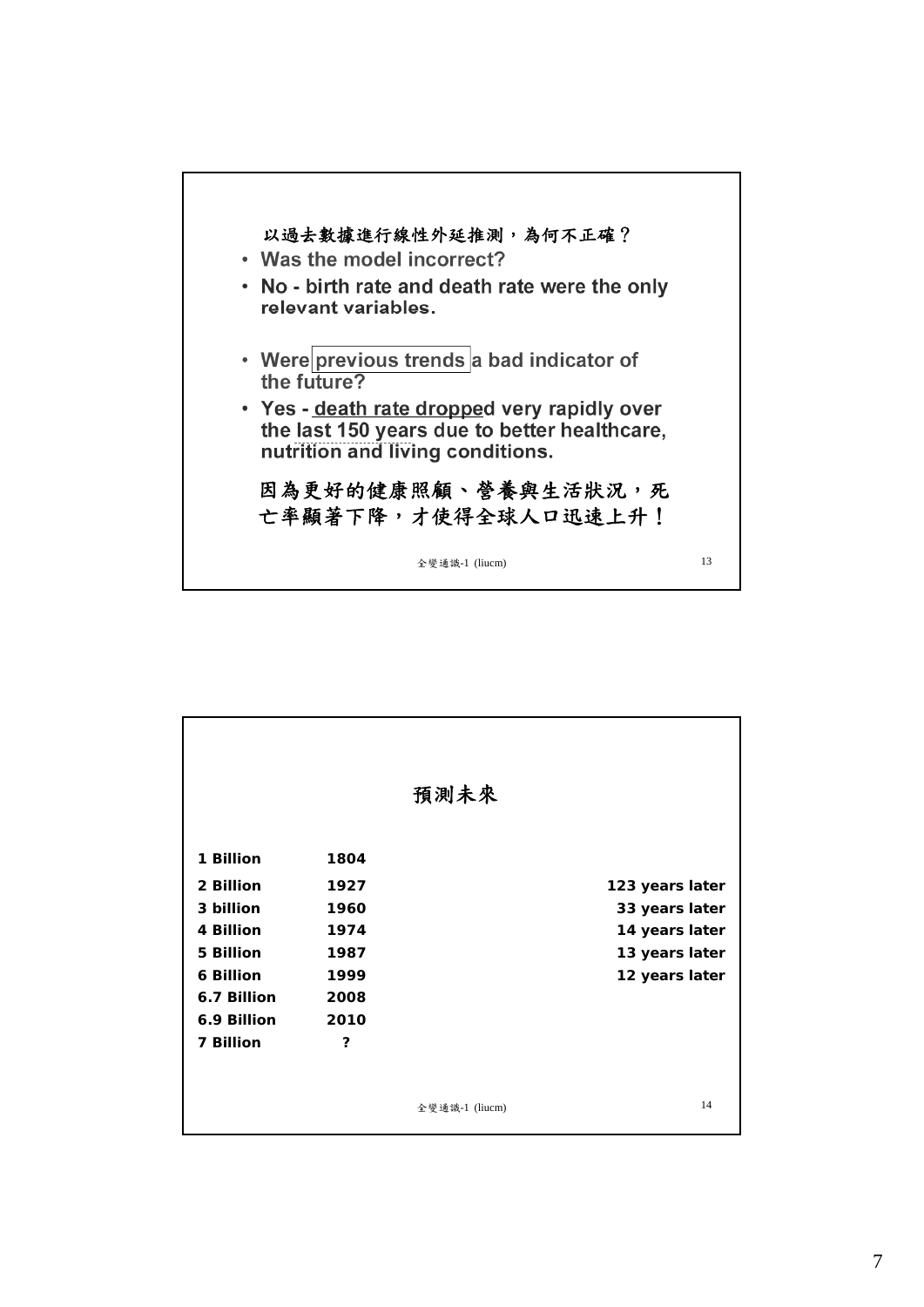以過去數據進行線性外延推測，為何不正確？

- Was the model incorrect?
- No - birth rate and death rate were the only relevant variables.
- Were previous trends a bad indicator of the future?
- Yes - death rate dropped very rapidly over the last 150 years due to better healthcare, nutrition and living conditions.

因為更好的健康照顧、營養與生活狀況，死亡率顯著下降，才使得全球人口迅速上升！

## 預測未來

| | | |
|---|---|---|
| 1 Billion | 1804 | |
| 2 Billion | 1927 | 123 years later |
| 3 billion | 1960 | 33 years later |
| 4 Billion | 1974 | 14 years later |
| 5 Billion | 1987 | 13 years later |
| 6 Billion | 1999 | 12 years later |
| 6.7 Billion | 2008 | |
| 6.9 Billion | 2010 | |
| 7 Billion | ? | |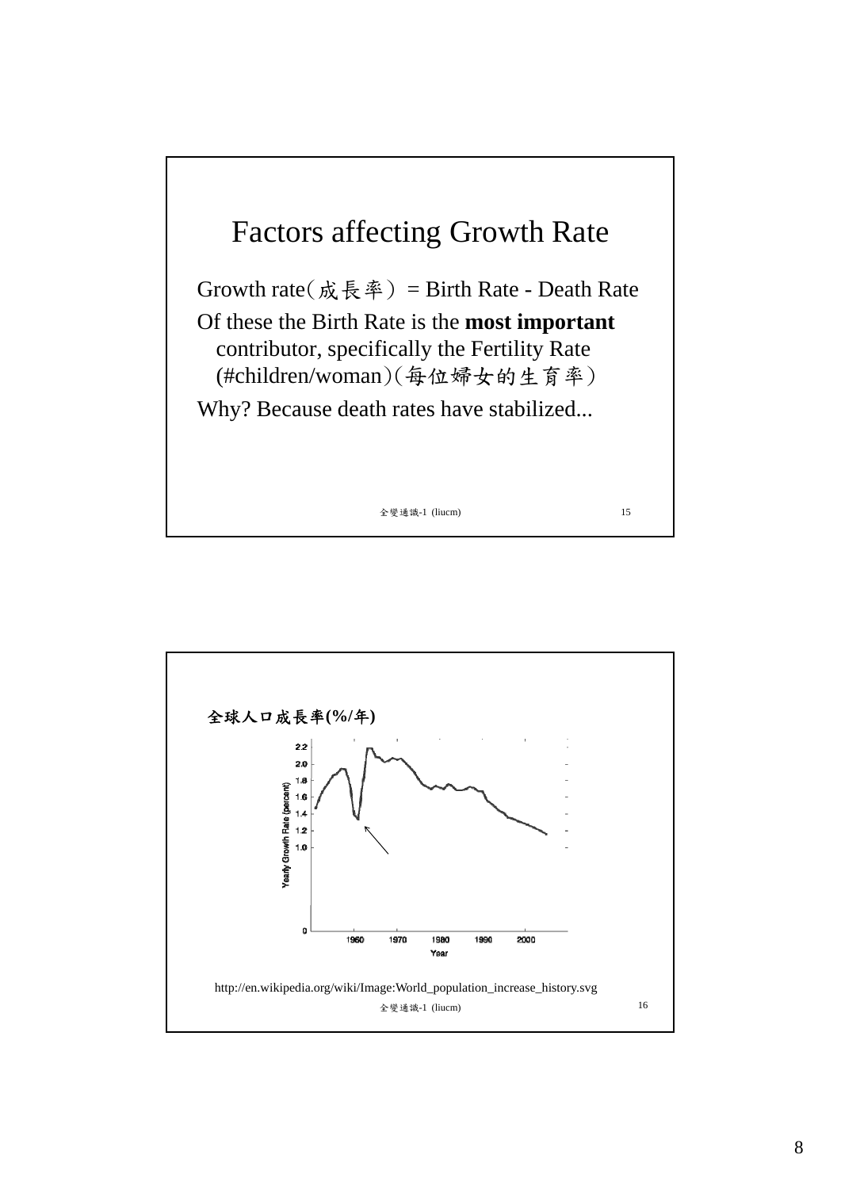## Factors affecting Growth Rate

Growth rate（成長率） = Birth Rate - Death Rate

Of these the Birth Rate is the **most important** contributor, specifically the Fertility Rate (#children/woman)（每位婦女的生育率）

Why? Because death rates have stabilized...

全變通識-1 (liucm)

---

**全球人口成長率(%/年)**

http://en.wikipedia.org/wiki/Image:World_population_increase_history.svg

全變通識-1 (liucm)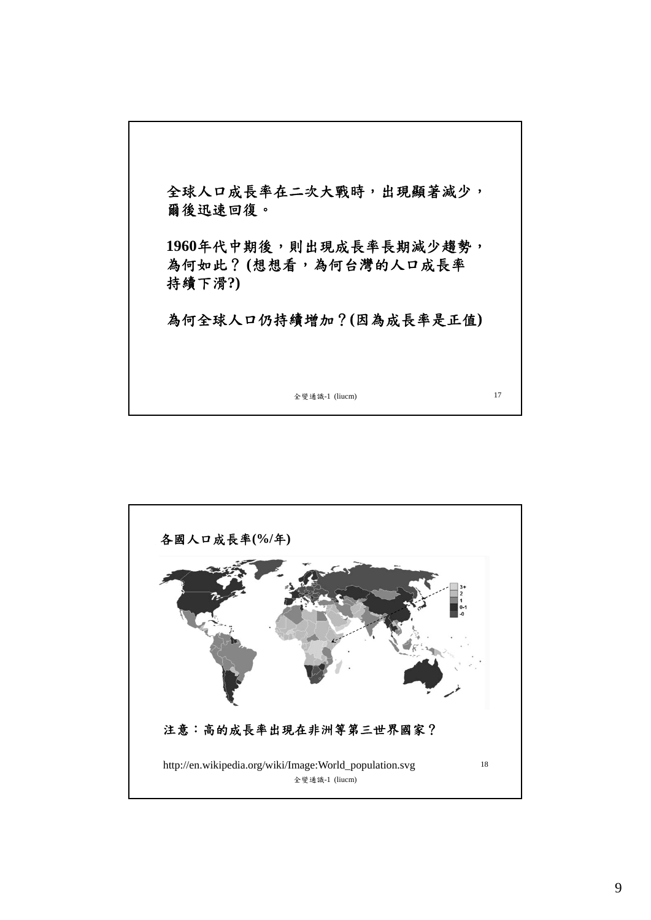全球人口成長率在二次大戰時，出現顯著減少，爾後迅速回復。

**1960年代中期後，則出現成長率長期減少趨勢，為何如此？(想想看，為何台灣的人口成長率持續下滑?)**

為何全球人口仍持續增加？(因為成長率是正值)

---

**各國人口成長率(%/年)**

注意：高的成長率出現在非洲等第三世界國家？

http://en.wikipedia.org/wiki/Image:World_population.svg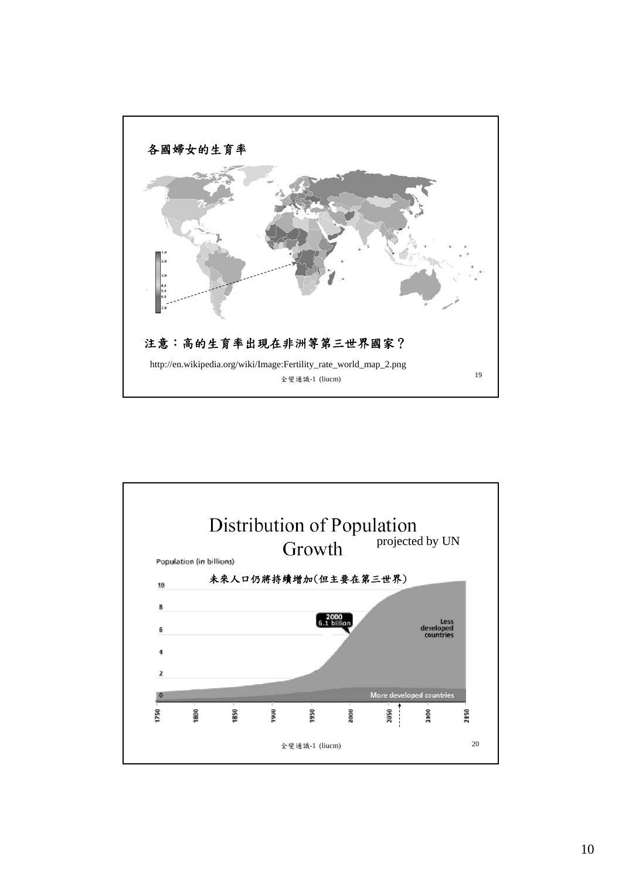## 各國婦女的生育率

1.0
2.0
3.0
4.0
5.0
6.0
7.0

注意：高的生育率出現在非洲等第三世界國家？

http://en.wikipedia.org/wiki/Image:Fertility_rate_world_map_2.png

全變通識-1 (liucm)

## Distribution of Population Growth

projected by UN

Population (in billions)

未來人口仍將持續增加(但主要在第三世界)

2000
6.1 billion

Less developed countries

More developed countries

0, 2, 4, 6, 8, 10

1750, 1800, 1850, 1900, 1950, 2000, 2050, 2100, 2150

全變通識-1 (liucm)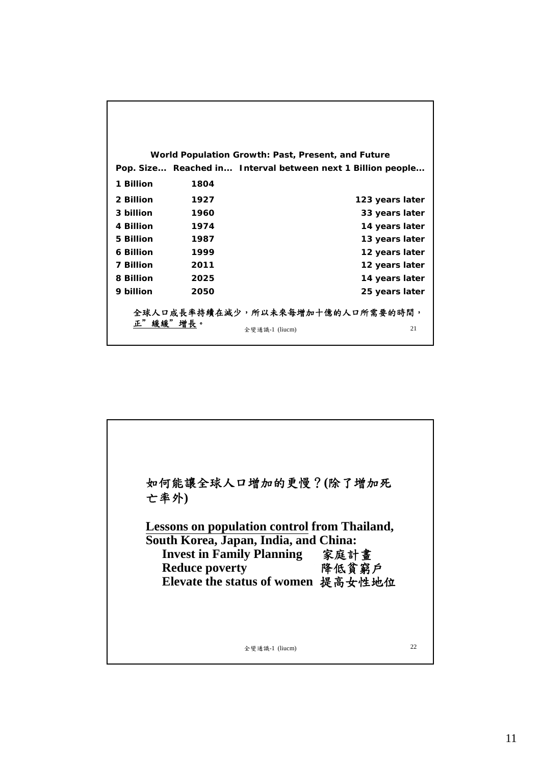**World Population Growth: Past, Present, and Future**

| Pop. Size... | Reached in... | Interval between next 1 Billion people... |
|---|---|---|
| 1 Billion | 1804 | |
| 2 Billion | 1927 | 123 years later |
| 3 billion | 1960 | 33 years later |
| 4 Billion | 1974 | 14 years later |
| 5 Billion | 1987 | 13 years later |
| 6 Billion | 1999 | 12 years later |
| 7 Billion | 2011 | 12 years later |
| 8 Billion | 2025 | 14 years later |
| 9 billion | 2050 | 25 years later |

全球人口成長率持續在減少，所以未來每增加十億的人口所需要的時間，<u>正”緩緩”增長</u>。

全變通識-1 (liucm)

## 如何能讓全球人口增加的更慢？(除了增加死亡率外)

**<u>Lessons on population control</u> from Thailand, South Korea, Japan, India, and China:**

- **Invest in Family Planning** 家庭計畫
- **Reduce poverty** 降低貧窮戶
- **Elevate the status of women** 提高女性地位

全變通識-1 (liucm)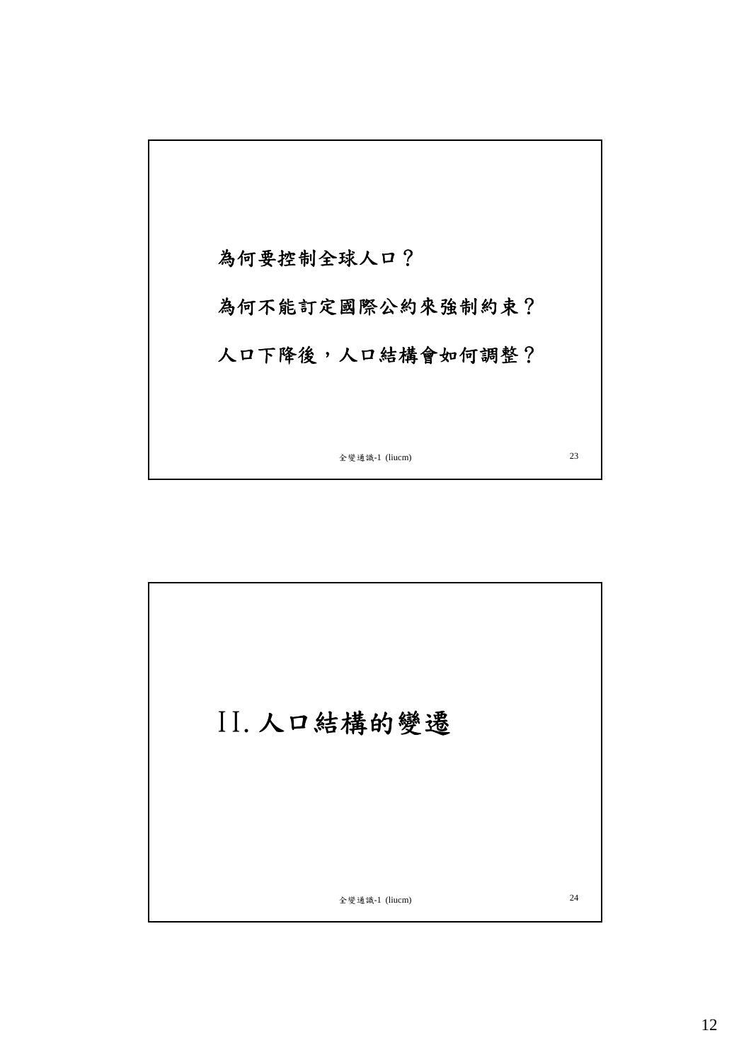為何要控制全球人口？

為何不能訂定國際公約來強制約束？

人口下降後，人口結構會如何調整？

# II. 人口結構的變遷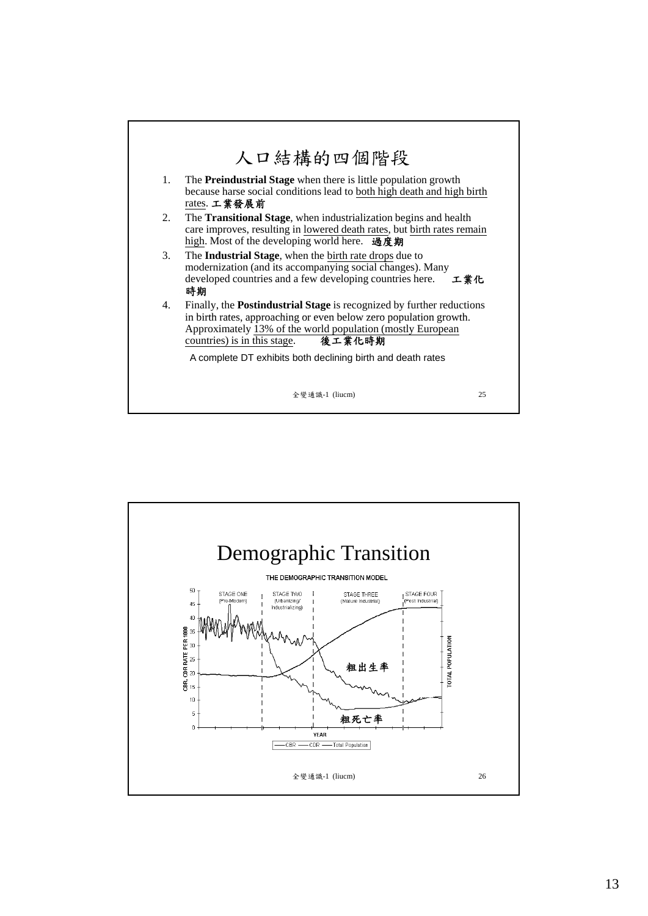# 人口結構的四個階段

1. The **Preindustrial Stage** when there is little population growth because harse social conditions lead to both high death and high birth rates. **工業發展前**
2. The **Transitional Stage**, when industrialization begins and health care improves, resulting in lowered death rates, but birth rates remain high. Most of the developing world here. **過度期**
3. The **Industrial Stage**, when the birth rate drops due to modernization (and its accompanying social changes). Many developed countries and a few developing countries here. **工業化時期**
4. Finally, the **Postindustrial Stage** is recognized by further reductions in birth rates, approaching or even below zero population growth. Approximately 13% of the world population (mostly European countries) is in this stage. **後工業化時期**

A complete DT exhibits both declining birth and death rates

# Demographic Transition

THE DEMOGRAPHIC TRANSITION MODEL

STAGE ONE (Pre-Modern) | STAGE TWO (Urbanizing/Industrializing) | STAGE THREE (Mature Industrial) | STAGE FOUR (Post Industrial)

CBR, CDR RATE PER 1000 — YEAR — TOTAL POPULATION

粗出生率

粗死亡率

—CBR —CDR —Total Population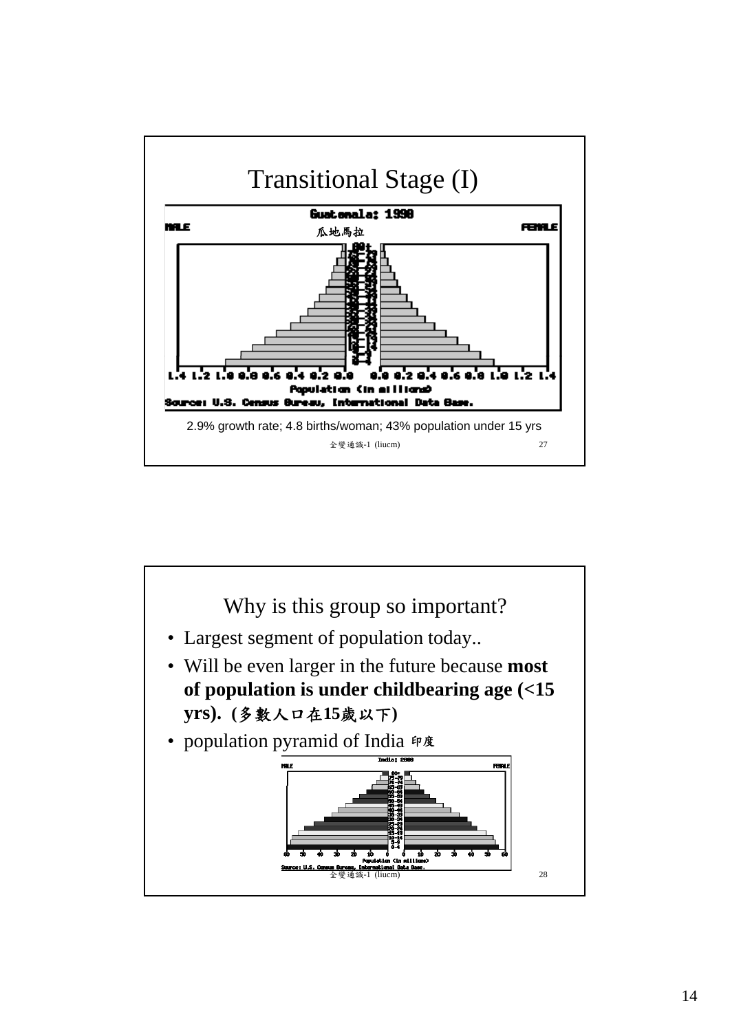## Transitional Stage (I)

Guatemala; 1998

瓜地馬拉

MALE | FEMALE

Population (in millions)

Source: U.S. Census Bureau, International Data Base.

2.9% growth rate; 4.8 births/woman; 43% population under 15 yrs

## Why is this group so important?

- Largest segment of population today..
- Will be even larger in the future because **most of population is under childbearing age (<15 yrs). (多數人口在15歲以下)**
- population pyramid of India 印度

India: 2000

MALE | FEMALE

Population (in millions)

Source: U.S. Census Bureau, International Data Base.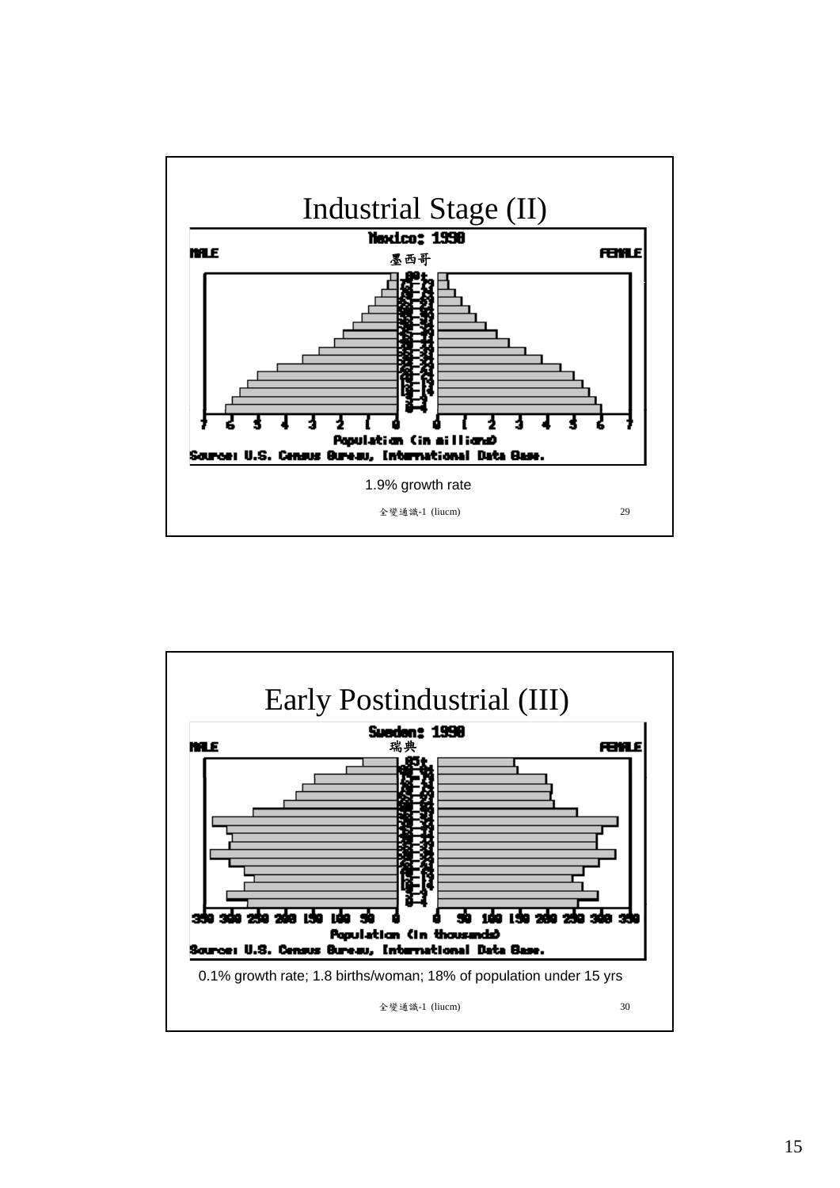# Industrial Stage (II)

Mexico: 1990

墨西哥

MALE | FEMALE

Population (in millions)

Source: U.S. Census Bureau, International Data Base.

1.9% growth rate

# Early Postindustrial (III)

Sweden: 1990

瑞典

MALE | FEMALE

Population (in thousands)

Source: U.S. Census Bureau, International Data Base.

0.1% growth rate; 1.8 births/woman; 18% of population under 15 yrs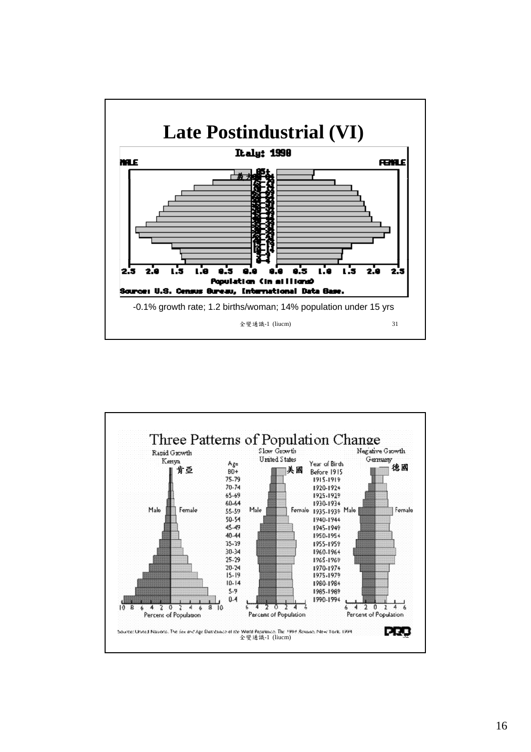# Late Postindustrial (VI)

Italy: 1998

MALE FEMALE

義大利

Population (in millions)

Source: U.S. Census Bureau, International Data Base.

-0.1% growth rate; 1.2 births/woman; 14% population under 15 yrs

全變通識-1 (liucm)

---

# Three Patterns of Population Change

| Rapid Growth | Slow Growth | Negative Growth |
| --- | --- | --- |
| Kenya 肯亞 | United States 美國 | Germany 德國 |

| Age | Year of Birth |
| --- | --- |
| 80+ | Before 1915 |
| 75-79 | 1915-1919 |
| 70-74 | 1920-1924 |
| 65-69 | 1925-1929 |
| 60-64 | 1930-1934 |
| 55-59 | 1935-1939 |
| 50-54 | 1940-1944 |
| 45-49 | 1945-1949 |
| 40-44 | 1950-1954 |
| 35-39 | 1955-1959 |
| 30-34 | 1960-1964 |
| 25-29 | 1965-1969 |
| 20-24 | 1970-1974 |
| 15-19 | 1975-1979 |
| 10-14 | 1980-1984 |
| 5-9 | 1985-1989 |
| 0-4 | 1990-1994 |

Percent of Population

Source: United Nations, The Sex and Age Distribution of the World Population, The 1994 Revision, New York, 1994

PRB

全變通識-1 (liucm)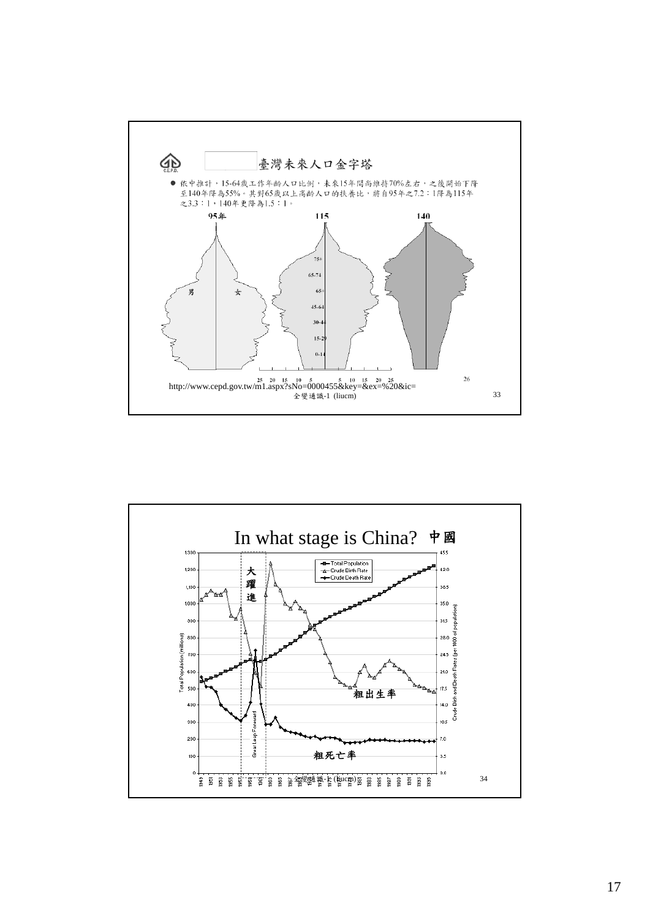## 臺灣未來人口金字塔

- 依中推計，15-64歲工作年齡人口比例，未來15年間尚維持70%左右，之後開始下降至140年降為55%。其對65歲以上高齡人口的扶養比，將自95年之7.2：1降為115年之3.3：1，140年更降為1.5：1。

95年　　115　　140

http://www.cepd.gov.tw/m1.aspx?sNo=0000455&key=&ex=%20&ic=

全變通識-1 (liucm)

## In what stage is China? 中國

大躍進

粗出生率

粗死亡率

全變通識-1 (liucm)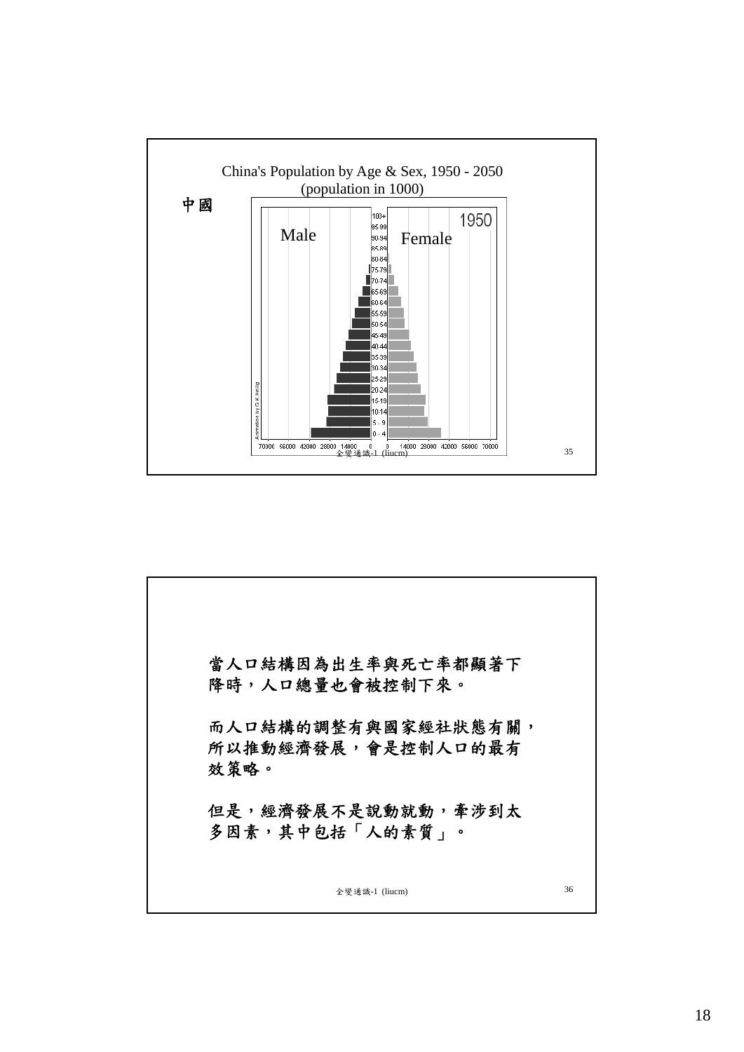China's Population by Age & Sex, 1950 - 2050
(population in 1000)

中國

Male

Female

1950

100+
95-99
90-94
85-89
80-84
75-79
70-74
65-69
60-64
55-59
50-54
45-49
40-44
35-39
30-34
25-29
20-24
15-19
10-14
5 - 9
0 - 4

Animation by G.K.Heilig

70000 56000 42000 28000 14000 0 0 14000 28000 42000 56000 70000

---

當人口結構因為出生率與死亡率都顯著下降時，人口總量也會被控制下來。

而人口結構的調整有與國家經社狀態有關，所以推動經濟發展，會是控制人口的最有效策略。

但是，經濟發展不是說動就動，牽涉到太多因素，其中包括「人的素質」。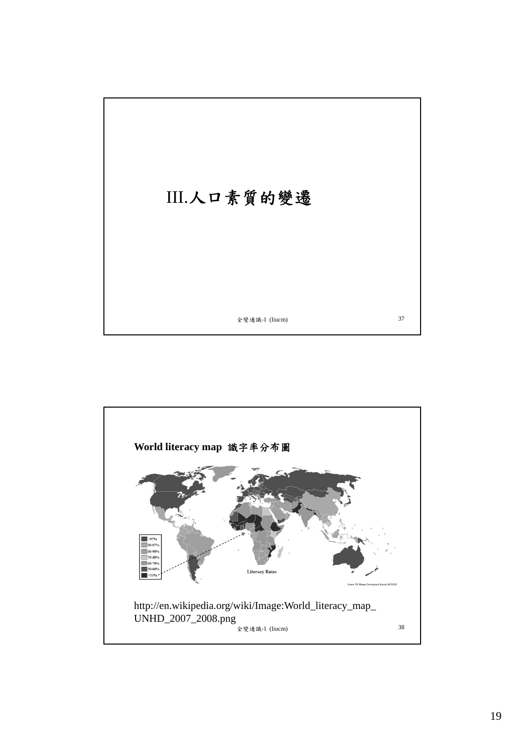# III.人口素質的變遷

## World literacy map 識字率分布圖

>97%
90-97%
80-90%
70-80%
60-70%
50-60%
<50%

Literacy Rates

Source: UN Human Development Report 2007/2008

http://en.wikipedia.org/wiki/Image:World_literacy_map_UNHD_2007_2008.png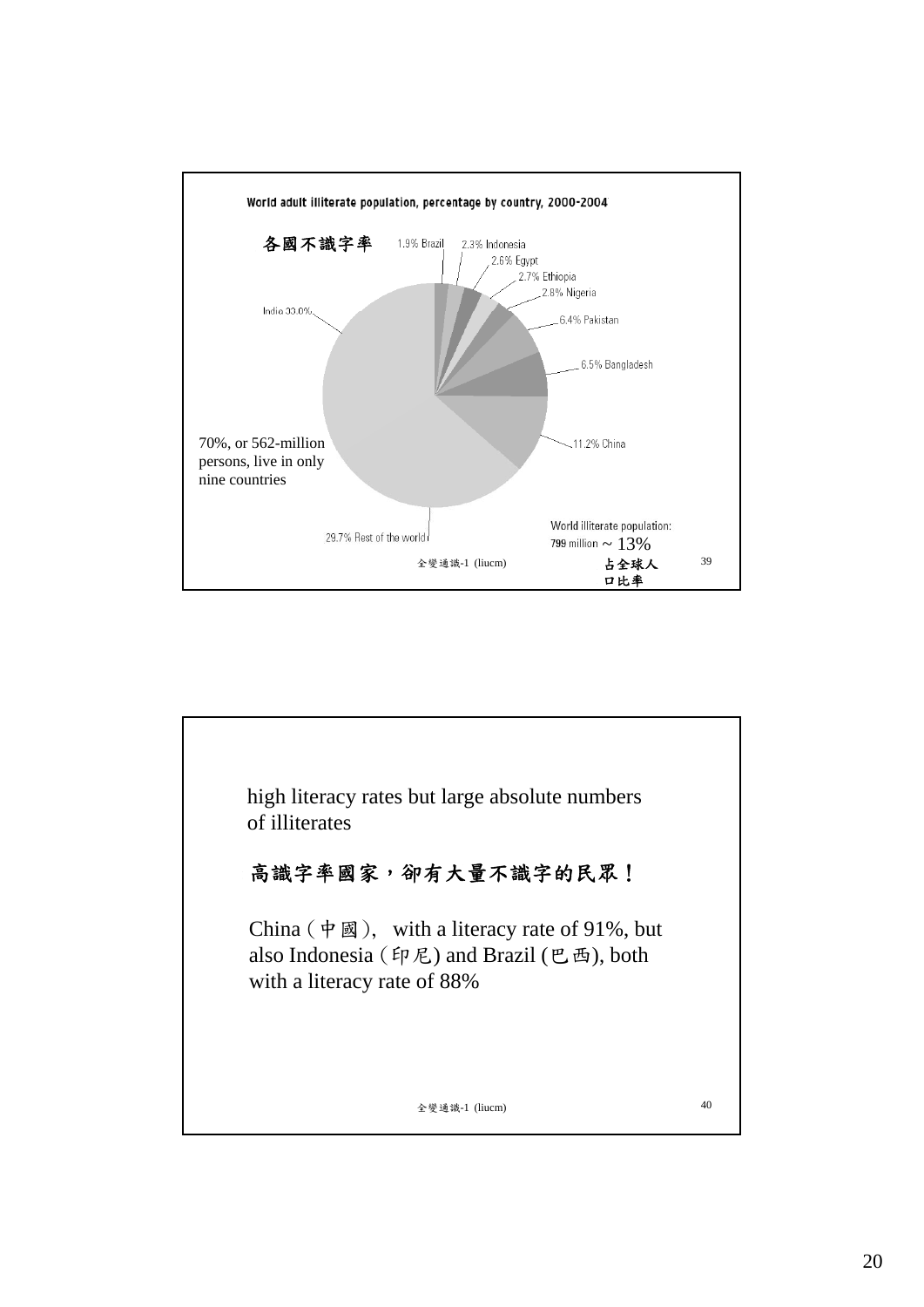**World adult illiterate population, percentage by country, 2000-2004**

各國不識字率

- 1.9% Brazil
- 2.3% Indonesia
- 2.6% Egypt
- 2.7% Ethiopia
- 2.8% Nigeria
- 6.4% Pakistan
- 6.5% Bangladesh
- 11.2% China
- India 33.0%
- 29.7% Rest of the world

70%, or 562-million persons, live in only nine countries

World illiterate population: 799 million ~ 13% 占全球人口比率

---

high literacy rates but large absolute numbers of illiterates

高識字率國家，卻有大量不識字的民眾！

China (中國), with a literacy rate of 91%, but also Indonesia (印尼) and Brazil (巴西), both with a literacy rate of 88%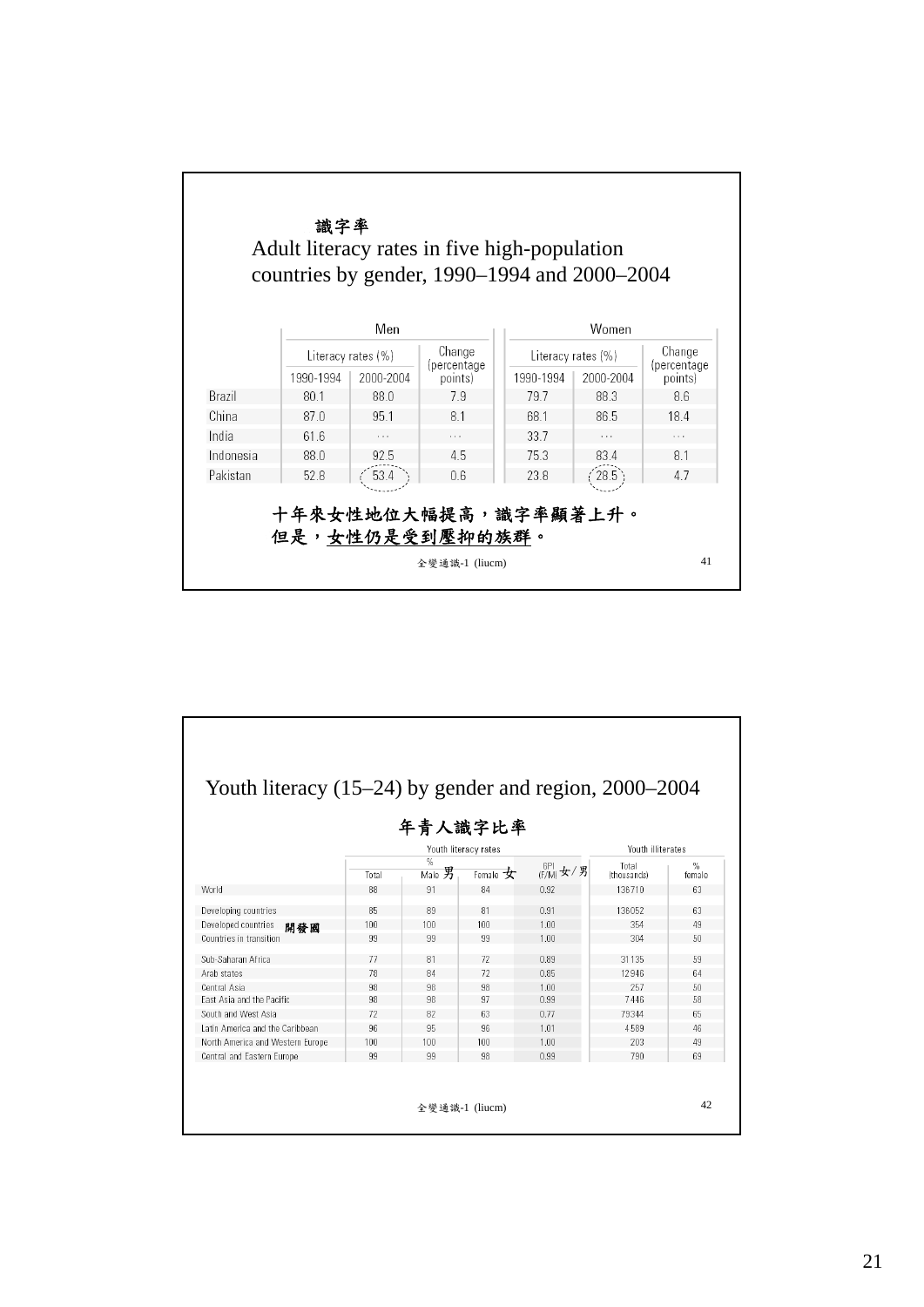識字率

## Adult literacy rates in five high-population countries by gender, 1990–1994 and 2000–2004

| | Men | | | Women | | |
|---|---|---|---|---|---|---|
| | Literacy rates (%) | | Change (percentage points) | Literacy rates (%) | | Change (percentage points) |
| | 1990-1994 | 2000-2004 | | 1990-1994 | 2000-2004 | |
| Brazil | 80.1 | 88.0 | 7.9 | 79.7 | 88.3 | 8.6 |
| China | 87.0 | 95.1 | 8.1 | 68.1 | 86.5 | 18.4 |
| India | 61.6 | ... | ... | 33.7 | ... | ... |
| Indonesia | 88.0 | 92.5 | 4.5 | 75.3 | 83.4 | 8.1 |
| Pakistan | 52.8 | 53.4 | 0.6 | 23.8 | 28.5 | 4.7 |

**十年來女性地位大幅提高，識字率顯著上升。**
**但是，<u>女性仍是受到壓抑的族群</u>。**

全變通識-1 (liucm)

## Youth literacy (15–24) by gender and region, 2000–2004

年青人識字比率

| | Youth literacy rates | | | | Youth illiterates | |
|---|---|---|---|---|---|---|
| | % | | | | | |
| | Total | Male 男 | Female 女 | GPI (F/M) 女/男 | Total (thousands) | % female |
| World | 88 | 91 | 84 | 0.92 | 136710 | 63 |
| Developing countries | 85 | 89 | 81 | 0.91 | 136052 | 63 |
| Developed countries 開發國 | 100 | 100 | 100 | 1.00 | 354 | 49 |
| Countries in transition | 99 | 99 | 99 | 1.00 | 304 | 50 |
| Sub-Saharan Africa | 77 | 81 | 72 | 0.89 | 31135 | 59 |
| Arab states | 78 | 84 | 72 | 0.85 | 12946 | 64 |
| Central Asia | 98 | 98 | 98 | 1.00 | 257 | 50 |
| East Asia and the Pacific | 98 | 98 | 97 | 0.99 | 7446 | 58 |
| South and West Asia | 72 | 82 | 63 | 0.77 | 79344 | 65 |
| Latin America and the Caribbean | 96 | 95 | 96 | 1.01 | 4589 | 46 |
| North America and Western Europe | 100 | 100 | 100 | 1.00 | 203 | 49 |
| Central and Eastern Europe | 99 | 99 | 98 | 0.99 | 790 | 69 |

全變通識-1 (liucm)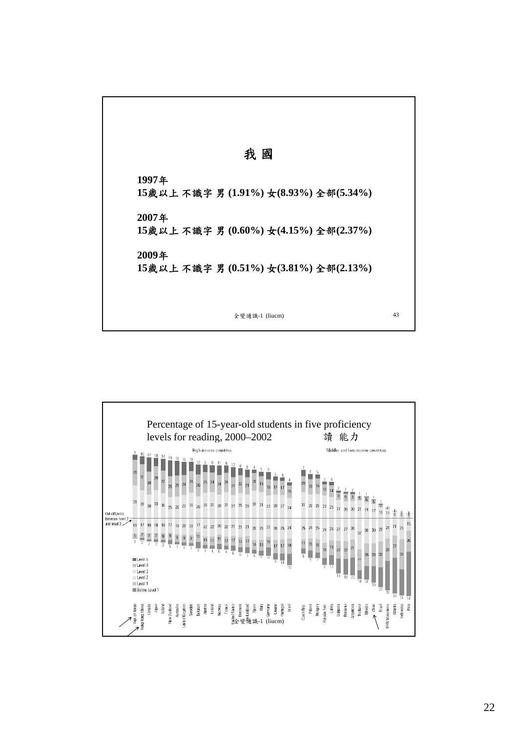# 我 國

**1997年**
**15歲以上 不識字 男 (1.91%) 女(8.93%) 全部(5.34%)**

**2007年**
**15歲以上 不識字 男 (0.60%) 女(4.15%) 全部(2.37%)**

**2009年**
**15歲以上 不識字 男 (0.51%) 女(3.81%) 全部(2.13%)**

全變通識-1 (liucm)

---

## Percentage of 15-year-old students in five proficiency levels for reading, 2000–2002 讀 能力

High-income countries | Middle- and low-income countries

Cut-off point between level 2 and level 3

Level 5
Level 4
Level 3
Level 2
Level 1
Below Level 1

Rep. of Korea, Hong Kong, China, Canada, Japan, Finland, New Zealand, Australia, United Kingdom, Sweden, Belgium, Austria, Iceland, Norway, France, United States, Denmark, Switzerland, Spain, Italy, Germany, Greece, Portugal, Israel, Czech Rep., Poland, Hungary, Russian Fed., Latvia, Bulgaria, Romania, Argentina, Thailand, Mexico, Chile, Brazil, TFYR Macedonia, Albania, Indonesia, Peru

全變通識-1 (liucm)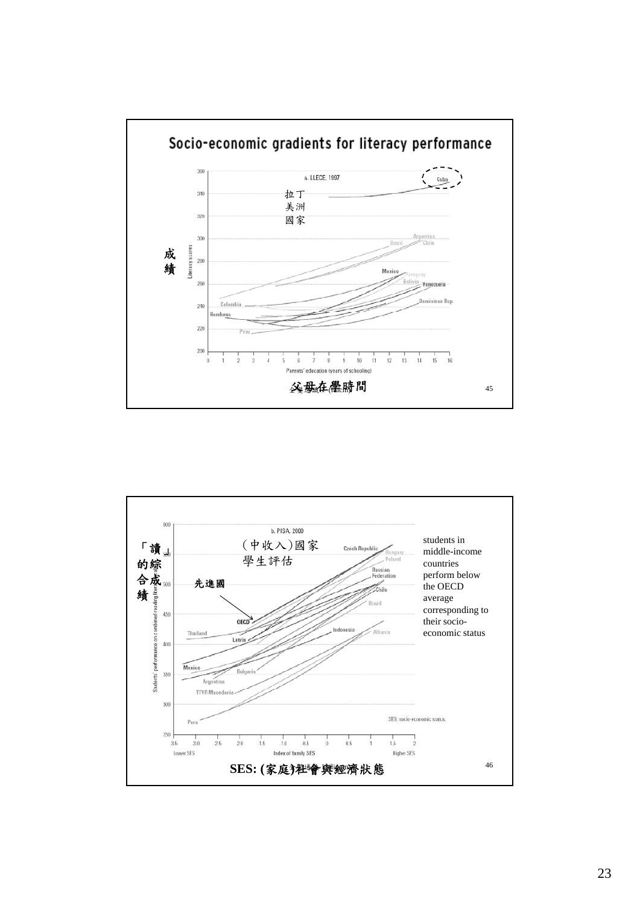## Socio-economic gradients for literacy performance

a. LLECE, 1997

拉丁美洲國家

成績

Literacy scores

Cuba

Argentina
Chile
Brazil

Mexico
Paraguay
Bolivia
Venezuela
Dominican Rep.
Colombia
Honduras
Peru

Parents' education (years of schooling)

父母在學時間

---

b. PISA, 2000

(中收入)國家學生評估

「讀」的綜合成績

Students' performance on combined reading literacy

先進國

Czech Republic
Hungary
Poland
Russian Federation
Chile
Brazil
OECD
Thailand
Latvia
Indonesia
Albania
Mexico
Bulgaria
Argentina
TFYR Macedonia
Peru

students in middle-income countries perform below the OECD average corresponding to their socio-economic status

SES: socio-economic status.

Lower SES — Index of family SES — Higher SES

**SES: (家庭)社會與經濟狀態**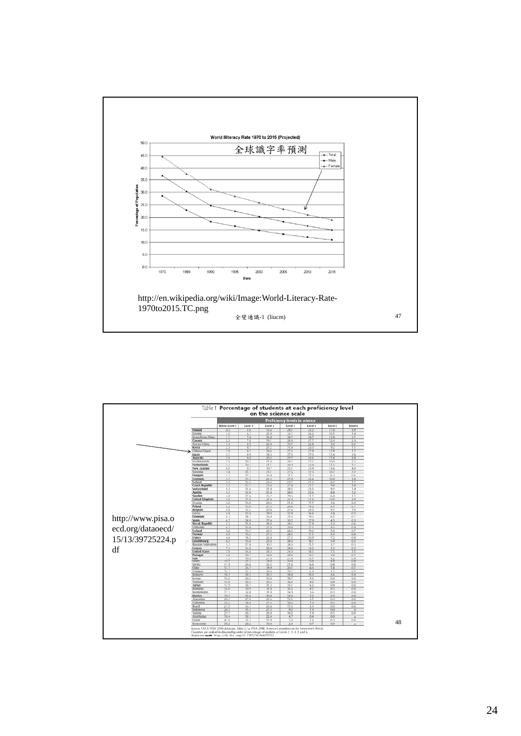World Illiteracy Rate 1970 to 2015 (Projected)

全球識字率預測

Percentage of Population

Date

- Total
- Male
- Female

http://en.wikipedia.org/wiki/Image:World-Literacy-Rate-1970to2015.TC.png

全變通識-1 (liucm)

---

http://www.pisa.oecd.org/dataoecd/15/13/39725224.pdf

**Table 1 Percentage of students at each proficiency level on the science scale**

| | Proficiency levels in science | | | | | | |
|---|---|---|---|---|---|---|---|
| | Below Level 1 | Level 1 | Level 2 | Level 3 | Level 4 | Level 5 | Level 6 |
| Finland | 0.5 | 3.6 | 13.6 | 29.1 | 32.2 | 17.0 | 3.9 |
| Estonia | 1.0 | 6.7 | 21.0 | 33.7 | 26.2 | 10.1 | 1.4 |
| Hong Kong-China | 1.7 | 7.0 | 16.9 | 28.7 | 29.7 | 13.9 | 2.1 |
| Canada | 2.2 | 7.8 | 19.1 | 28.8 | 27.7 | 12.0 | 2.4 |
| Macao-China | 1.4 | 8.9 | 26.0 | 35.7 | 22.8 | 5.0 | 0.3 |
| Korea | 2.5 | 8.7 | 21.2 | 31.8 | 25.5 | 9.2 | 1.1 |
| Chinese Taipei | 1.9 | 9.7 | 18.6 | 27.3 | 27.9 | 12.9 | 1.7 |
| Japan | 3.2 | 8.9 | 18.5 | 27.5 | 27.0 | 12.4 | 2.6 |
| Australia | 3.0 | 9.8 | 20.2 | 27.7 | 24.6 | 11.8 | 2.8 |
| Liechtenstein | 2.6 | 10.1 | 21.8 | 30.7 | 25.2 | 10.0 | 2.2 |
| Netherlands | 2.3 | 10.7 | 21.1 | 26.9 | 25.8 | 11.5 | 1.7 |
| New Zealand | 4.0 | 9.7 | 19.7 | 25.1 | 23.9 | 13.6 | 4.0 |
| Slovenia | 2.8 | 11.1 | 23.1 | 27.6 | 22.5 | 10.7 | 2.2 |
| Hungary | 2.7 | 12.3 | 26.0 | 31.1 | 21.0 | 6.2 | 0.6 |
| Germany | 4.1 | 11.3 | 21.4 | 27.9 | 23.6 | 10.0 | 1.8 |
| Ireland | 3.5 | 12.0 | 24.0 | 29.7 | 21.4 | 8.5 | 1.1 |
| Czech Republic | 3.5 | 12.1 | 23.4 | 27.8 | 21.7 | 9.8 | 1.8 |
| Switzerland | 4.5 | 11.6 | 21.8 | 28.2 | 23.5 | 9.1 | 1.4 |
| Austria | 4.3 | 12.0 | 21.8 | 28.3 | 23.6 | 8.8 | 1.2 |
| Sweden | 3.8 | 12.6 | 25.2 | 29.5 | 21.1 | 6.8 | 1.1 |
| United Kingdom | 4.8 | 11.9 | 21.8 | 25.9 | 21.8 | 10.9 | 2.9 |
| Croatia | 3.0 | 14.0 | 29.3 | 31.0 | 17.7 | 4.6 | 0.5 |
| Poland | 3.2 | 13.8 | 27.5 | 29.4 | 19.3 | 6.1 | 0.7 |
| Belgium | 4.8 | 12.2 | 20.8 | 27.6 | 24.5 | 9.1 | 1.0 |
| Latvia | 3.6 | 13.8 | 29.0 | 32.9 | 16.6 | 3.8 | 0.3 |
| Denmark | 4.3 | 14.1 | 26.0 | 29.3 | 19.5 | 6.1 | 0.7 |
| Spain | 4.7 | 14.9 | 27.4 | 30.2 | 17.9 | 4.5 | 0.3 |
| Slovak Republic | 5.2 | 15.0 | 28.0 | 28.1 | 17.9 | 5.2 | 0.6 |
| Lithuania | 4.3 | 16.0 | 27.4 | 29.8 | 17.5 | 4.5 | 0.4 |
| Iceland | 5.8 | 14.7 | 25.9 | 28.3 | 19.0 | 5.6 | 0.7 |
| Norway | 5.9 | 15.2 | 27.3 | 28.3 | 17.1 | 5.5 | 0.6 |
| France | 6.6 | 14.5 | 22.8 | 27.2 | 20.9 | 7.2 | 0.8 |
| Luxembourg | 6.5 | 15.6 | 25.4 | 28.6 | 18.3 | 5.4 | 0.5 |
| Russian Federation | 5.2 | 17.0 | 30.2 | 28.3 | 15.1 | 3.7 | 0.5 |
| Greece | 7.2 | 16.9 | 28.9 | 29.4 | 14.2 | 3.2 | 0.2 |
| United States | 7.6 | 16.8 | 24.2 | 24.0 | 18.3 | 7.5 | 1.5 |
| Portugal | 5.8 | 18.7 | 28.8 | 28.8 | 14.7 | 3.0 | 0.1 |
| Italy | 7.3 | 18.0 | 27.6 | 27.4 | 15.1 | 4.2 | 0.4 |
| Israel | 14.9 | 21.2 | 24.0 | 20.8 | 13.8 | 4.4 | 0.8 |
| Serbia | 11.9 | 26.6 | 32.3 | 21.8 | 6.6 | 0.8 | 0.0 |
| Chile | 13.1 | 26.7 | 29.9 | 20.1 | 8.4 | 1.8 | 0.1 |
| Uruguay | 16.7 | 25.1 | 28.1 | 19.7 | 6.9 | 1.3 | 0.1 |
| Bulgaria | 18.3 | 24.3 | 25.2 | 18.8 | 10.3 | 3.6 | 0.4 |
| Jordan | 16.2 | 28.2 | 30.8 | 18.7 | 5.6 | 0.6 | 0.0 |
| Thailand | 12.6 | 33.5 | 33.2 | 16.3 | 4.0 | 0.4 | 0.0 |
| Turkey | 12.9 | 33.7 | 31.3 | 15.1 | 6.2 | 0.9 | 0.0 |
| Romania | 16.0 | 30.9 | 31.8 | 16.6 | 4.2 | 0.5 | 0.0 |
| Montenegro | 17.3 | 33.0 | 31.8 | 14.9 | 3.6 | 0.3 | 0.0 |
| Mexico | 18.2 | 32.8 | 30.8 | 14.8 | 3.2 | 0.3 | 0.0 |
| Argentina | 28.3 | 27.9 | 25.6 | 13.6 | 4.1 | 0.4 | 0.0 |
| Colombia | 26.2 | 34.0 | 27.2 | 10.6 | 1.9 | 0.2 | 0.0 |
| Brazil | 27.9 | 33.1 | 23.8 | 11.3 | 3.4 | 0.5 | 0.0 |
| Indonesia | 20.3 | 41.3 | 27.5 | 9.5 | 1.4 | 0.0 | a |
| Tunisia | 27.7 | 35.1 | 25.0 | 10.2 | 1.9 | 0.1 | 0.0 |
| Azerbaijan | 19.4 | 53.1 | 22.4 | 4.7 | 0.4 | 0.0 | a |
| Qatar | 47.6 | 31.5 | 13.9 | 5.0 | 1.6 | 0.3 | 0.0 |
| Kyrgyzstan | 58.2 | 28.2 | 10.8 | 2.9 | 0.7 | 0.0 | a |

Source: OECD PISA 2006 database, Table 2.1a, *PISA 2006: Science Competencies for Tomorrow's World*.
*Countries are ranked in descending order of percentage of students at Levels 2, 3, 4, 5 and 6.*
StatLink: http://dx.doi.org/10.1787/141844475532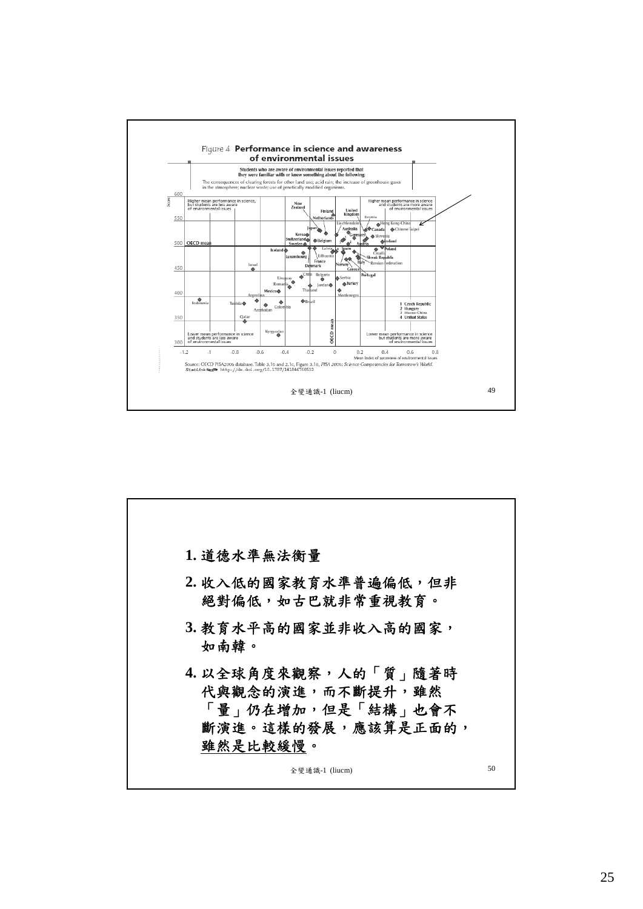Figure 4 **Performance in science and awareness of environmental issues**

Students who are aware of environmental issues reported that they were familiar with or knew something about the following: The consequences of clearing forests for other land use; acid rain; the increase of greenhouse gases in the atmosphere; nuclear waste; use of genetically modified organisms.

Source: OECD PISA2006 database. Table 3.16 and 2.1c, Figure 3.18, *PISA 2006: Science Competencies for Tomorrow's World*.
StatLink http://dx.doi.org/10.1787/141846760512

1. 道德水準無法衡量
2. 收入低的國家教育水準普遍偏低，但非絕對偏低，如古巴就非常重視教育。
3. 教育水平高的國家並非收入高的國家，如南韓。
4. 以全球角度來觀察，人的「質」隨著時代與觀念的演進，而不斷提升，雖然「量」仍在增加，但是「結構」也會不斷演進。這樣的發展，應該算是正面的，雖然是比較緩慢。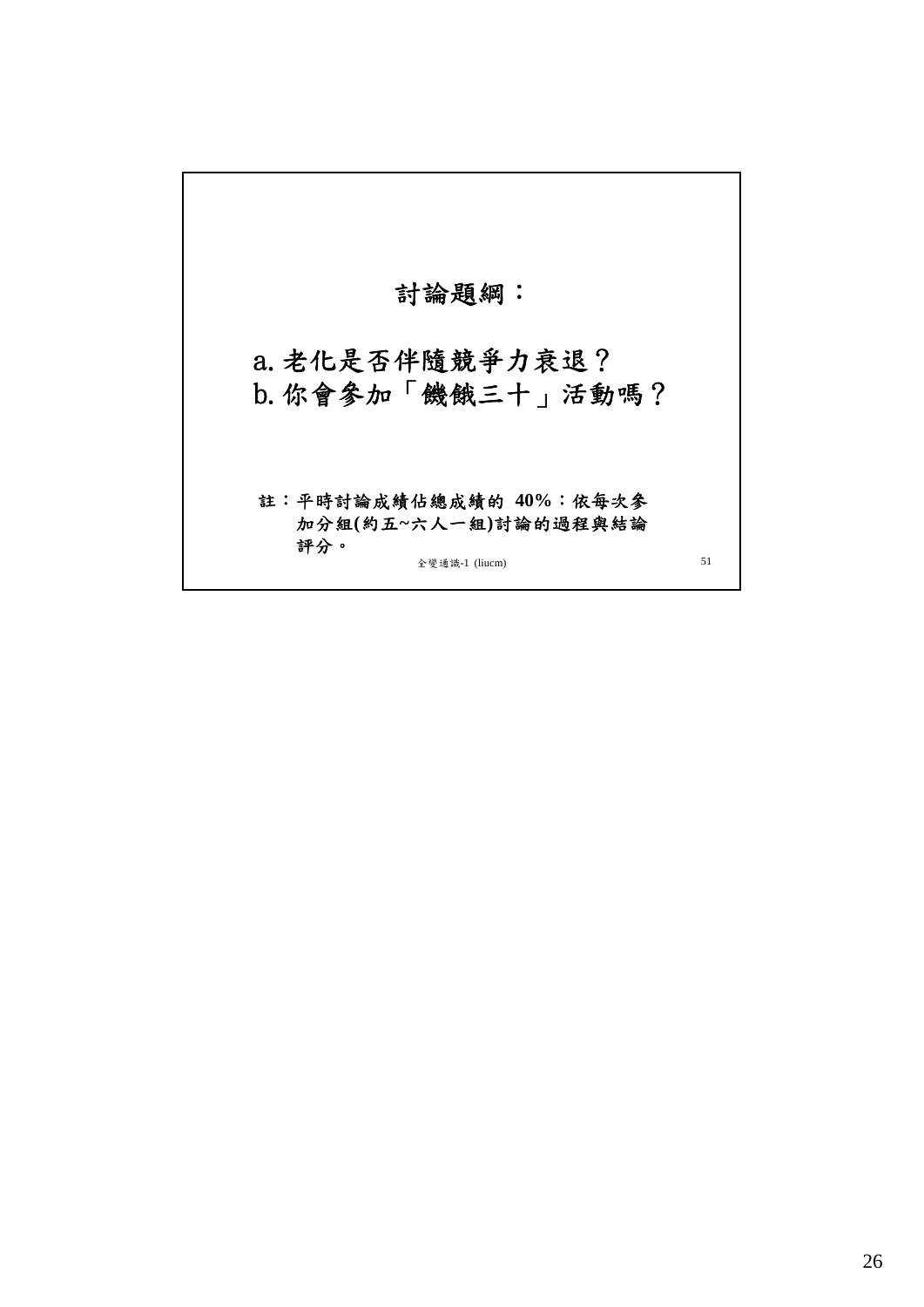## 討論題綱：

a. 老化是否伴隨競爭力衰退？
b. 你會參加「饑餓三十」活動嗎？

**註：平時討論成績佔總成績的 40%：依每次參加分組(約五~六人一組)討論的過程與結論評分。**